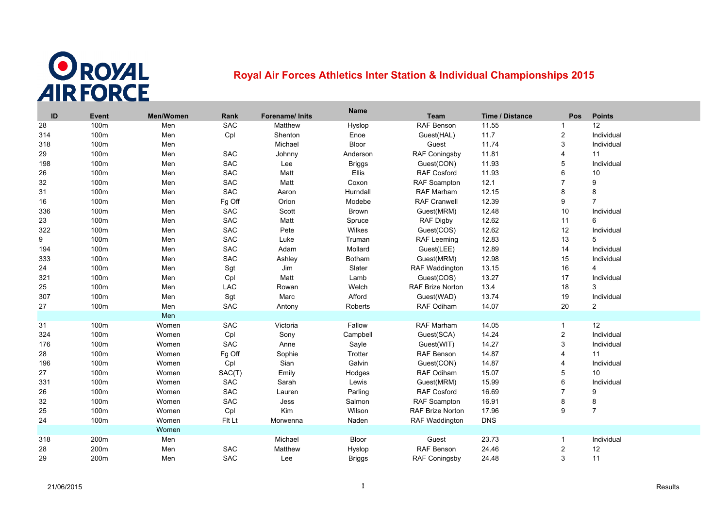# Royal Air Forces Athletics Inter Station & Individual Championships 2015

| ID | Event | Men/Women | Rank | Forename/ Inits | Name | Team | Time / Distance | Pos | Points |
|---|---|---|---|---|---|---|---|---|---|
| 28 | 100m | Men | SAC | Matthew | Hyslop | RAF Benson | 11.55 | 1 | 12 |
| 314 | 100m | Men | Cpl | Shenton | Enoe | Guest(HAL) | 11.7 | 2 | Individual |
| 318 | 100m | Men | | Michael | Bloor | Guest | 11.74 | 3 | Individual |
| 29 | 100m | Men | SAC | Johnny | Anderson | RAF Coningsby | 11.81 | 4 | 11 |
| 198 | 100m | Men | SAC | Lee | Briggs | Guest(CON) | 11.93 | 5 | Individual |
| 26 | 100m | Men | SAC | Matt | Ellis | RAF Cosford | 11.93 | 6 | 10 |
| 32 | 100m | Men | SAC | Matt | Coxon | RAF Scampton | 12.1 | 7 | 9 |
| 31 | 100m | Men | SAC | Aaron | Hurndall | RAF Marham | 12.15 | 8 | 8 |
| 16 | 100m | Men | Fg Off | Orion | Modebe | RAF Cranwell | 12.39 | 9 | 7 |
| 336 | 100m | Men | SAC | Scott | Brown | Guest(MRM) | 12.48 | 10 | Individual |
| 23 | 100m | Men | SAC | Matt | Spruce | RAF Digby | 12.62 | 11 | 6 |
| 322 | 100m | Men | SAC | Pete | Wilkes | Guest(COS) | 12.62 | 12 | Individual |
| 9 | 100m | Men | SAC | Luke | Truman | RAF Leeming | 12.83 | 13 | 5 |
| 194 | 100m | Men | SAC | Adam | Mollard | Guest(LEE) | 12.89 | 14 | Individual |
| 333 | 100m | Men | SAC | Ashley | Botham | Guest(MRM) | 12.98 | 15 | Individual |
| 24 | 100m | Men | Sgt | Jim | Slater | RAF Waddington | 13.15 | 16 | 4 |
| 321 | 100m | Men | Cpl | Matt | Lamb | Guest(COS) | 13.27 | 17 | Individual |
| 25 | 100m | Men | LAC | Rowan | Welch | RAF Brize Norton | 13.4 | 18 | 3 |
| 307 | 100m | Men | Sgt | Marc | Afford | Guest(WAD) | 13.74 | 19 | Individual |
| 27 | 100m | Men | SAC | Antony | Roberts | RAF Odiham | 14.07 | 20 | 2 |
| | | Men | | | | | | | |
| 31 | 100m | Women | SAC | Victoria | Fallow | RAF Marham | 14.05 | 1 | 12 |
| 324 | 100m | Women | Cpl | Sony | Campbell | Guest(SCA) | 14.24 | 2 | Individual |
| 176 | 100m | Women | SAC | Anne | Sayle | Guest(WIT) | 14.27 | 3 | Individual |
| 28 | 100m | Women | Fg Off | Sophie | Trotter | RAF Benson | 14.87 | 4 | 11 |
| 196 | 100m | Women | Cpl | Sian | Galvin | Guest(CON) | 14.87 | 4 | Individual |
| 27 | 100m | Women | SAC(T) | Emily | Hodges | RAF Odiham | 15.07 | 5 | 10 |
| 331 | 100m | Women | SAC | Sarah | Lewis | Guest(MRM) | 15.99 | 6 | Individual |
| 26 | 100m | Women | SAC | Lauren | Parling | RAF Cosford | 16.69 | 7 | 9 |
| 32 | 100m | Women | SAC | Jess | Salmon | RAF Scampton | 16.91 | 8 | 8 |
| 25 | 100m | Women | Cpl | Kim | Wilson | RAF Brize Norton | 17.96 | 9 | 7 |
| 24 | 100m | Women | Flt Lt | Morwenna | Naden | RAF Waddington | DNS | | |
| | | Women | | | | | | | |
| 318 | 200m | Men | | Michael | Bloor | Guest | 23.73 | 1 | Individual |
| 28 | 200m | Men | SAC | Matthew | Hyslop | RAF Benson | 24.46 | 2 | 12 |
| 29 | 200m | Men | SAC | Lee | Briggs | RAF Coningsby | 24.48 | 3 | 11 |

21/06/2015 Results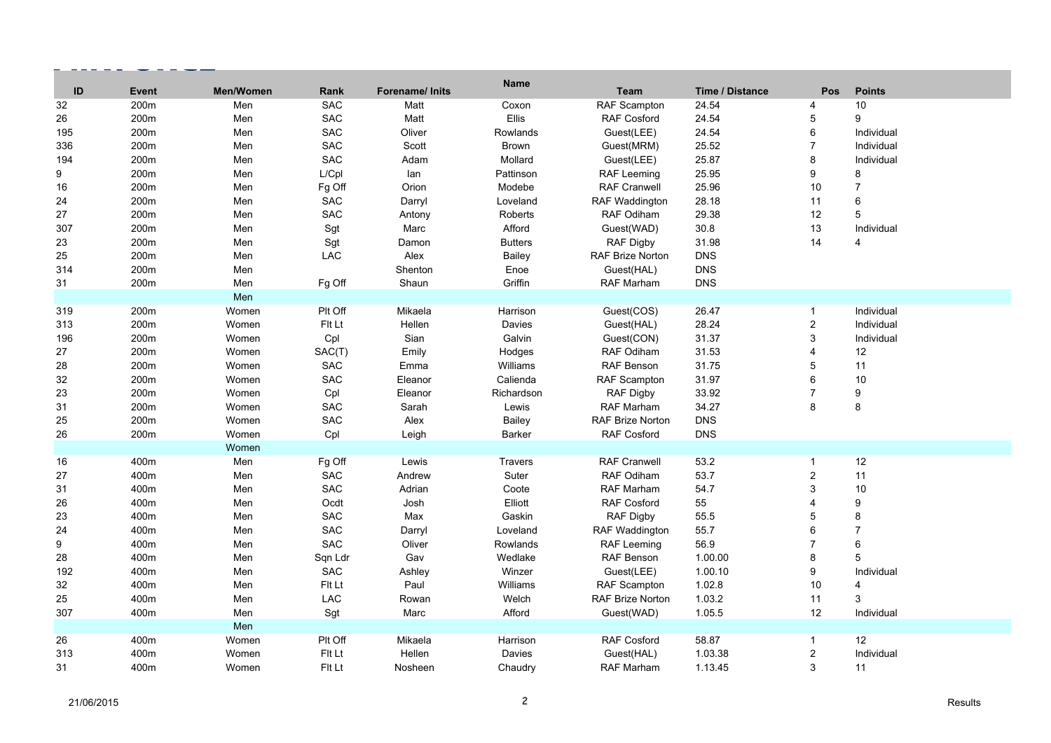| ID | Event | Men/Women | Rank | Forename/ Inits | Name | Team | Time / Distance | Pos | Points |
|---|---|---|---|---|---|---|---|---|---|
| 32 | 200m | Men | SAC | Matt | Coxon | RAF Scampton | 24.54 | 4 | 10 |
| 26 | 200m | Men | SAC | Matt | Ellis | RAF Cosford | 24.54 | 5 | 9 |
| 195 | 200m | Men | SAC | Oliver | Rowlands | Guest(LEE) | 24.54 | 6 | Individual |
| 336 | 200m | Men | SAC | Scott | Brown | Guest(MRM) | 25.52 | 7 | Individual |
| 194 | 200m | Men | SAC | Adam | Mollard | Guest(LEE) | 25.87 | 8 | Individual |
| 9 | 200m | Men | L/Cpl | Ian | Pattinson | RAF Leeming | 25.95 | 9 | 8 |
| 16 | 200m | Men | Fg Off | Orion | Modebe | RAF Cranwell | 25.96 | 10 | 7 |
| 24 | 200m | Men | SAC | Darryl | Loveland | RAF Waddington | 28.18 | 11 | 6 |
| 27 | 200m | Men | SAC | Antony | Roberts | RAF Odiham | 29.38 | 12 | 5 |
| 307 | 200m | Men | Sgt | Marc | Afford | Guest(WAD) | 30.8 | 13 | Individual |
| 23 | 200m | Men | Sgt | Damon | Butters | RAF Digby | 31.98 | 14 | 4 |
| 25 | 200m | Men | LAC | Alex | Bailey | RAF Brize Norton | DNS | | |
| 314 | 200m | Men | | Shenton | Enoe | Guest(HAL) | DNS | | |
| 31 | 200m | Men | Fg Off | Shaun | Griffin | RAF Marham | DNS | | |
| | | Men | | | | | | | |
| 319 | 200m | Women | Plt Off | Mikaela | Harrison | Guest(COS) | 26.47 | 1 | Individual |
| 313 | 200m | Women | Flt Lt | Hellen | Davies | Guest(HAL) | 28.24 | 2 | Individual |
| 196 | 200m | Women | Cpl | Sian | Galvin | Guest(CON) | 31.37 | 3 | Individual |
| 27 | 200m | Women | SAC(T) | Emily | Hodges | RAF Odiham | 31.53 | 4 | 12 |
| 28 | 200m | Women | SAC | Emma | Williams | RAF Benson | 31.75 | 5 | 11 |
| 32 | 200m | Women | SAC | Eleanor | Calienda | RAF Scampton | 31.97 | 6 | 10 |
| 23 | 200m | Women | Cpl | Eleanor | Richardson | RAF Digby | 33.92 | 7 | 9 |
| 31 | 200m | Women | SAC | Sarah | Lewis | RAF Marham | 34.27 | 8 | 8 |
| 25 | 200m | Women | SAC | Alex | Bailey | RAF Brize Norton | DNS | | |
| 26 | 200m | Women | Cpl | Leigh | Barker | RAF Cosford | DNS | | |
| | | Women | | | | | | | |
| 16 | 400m | Men | Fg Off | Lewis | Travers | RAF Cranwell | 53.2 | 1 | 12 |
| 27 | 400m | Men | SAC | Andrew | Suter | RAF Odiham | 53.7 | 2 | 11 |
| 31 | 400m | Men | SAC | Adrian | Coote | RAF Marham | 54.7 | 3 | 10 |
| 26 | 400m | Men | Ocdt | Josh | Elliott | RAF Cosford | 55 | 4 | 9 |
| 23 | 400m | Men | SAC | Max | Gaskin | RAF Digby | 55.5 | 5 | 8 |
| 24 | 400m | Men | SAC | Darryl | Loveland | RAF Waddington | 55.7 | 6 | 7 |
| 9 | 400m | Men | SAC | Oliver | Rowlands | RAF Leeming | 56.9 | 7 | 6 |
| 28 | 400m | Men | Sqn Ldr | Gav | Wedlake | RAF Benson | 1.00.00 | 8 | 5 |
| 192 | 400m | Men | SAC | Ashley | Winzer | Guest(LEE) | 1.00.10 | 9 | Individual |
| 32 | 400m | Men | Flt Lt | Paul | Williams | RAF Scampton | 1.02.8 | 10 | 4 |
| 25 | 400m | Men | LAC | Rowan | Welch | RAF Brize Norton | 1.03.2 | 11 | 3 |
| 307 | 400m | Men | Sgt | Marc | Afford | Guest(WAD) | 1.05.5 | 12 | Individual |
| | | Men | | | | | | | |
| 26 | 400m | Women | Plt Off | Mikaela | Harrison | RAF Cosford | 58.87 | 1 | 12 |
| 313 | 400m | Women | Flt Lt | Hellen | Davies | Guest(HAL) | 1.03.38 | 2 | Individual |
| 31 | 400m | Women | Flt Lt | Nosheen | Chaudry | RAF Marham | 1.13.45 | 3 | 11 |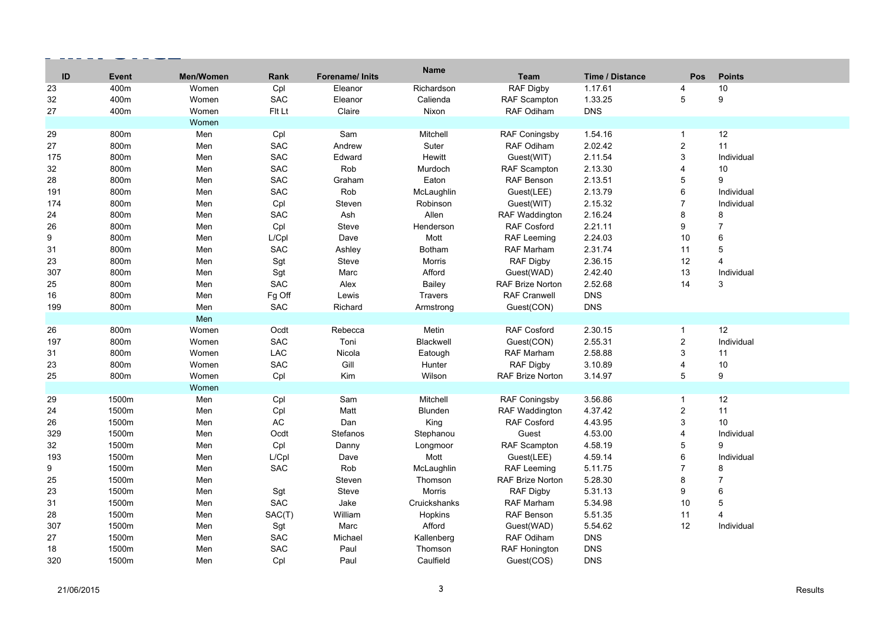| ID | Event | Men/Women | Rank | Forename/ Inits | Name | Team | Time / Distance | Pos | Points |
|---|---|---|---|---|---|---|---|---|---|
| 23 | 400m | Women | Cpl | Eleanor | Richardson | RAF Digby | 1.17.61 | 4 | 10 |
| 32 | 400m | Women | SAC | Eleanor | Calienda | RAF Scampton | 1.33.25 | 5 | 9 |
| 27 | 400m | Women | Flt Lt | Claire | Nixon | RAF Odiham | DNS | | |
| | | Women | | | | | | | |
| 29 | 800m | Men | Cpl | Sam | Mitchell | RAF Coningsby | 1.54.16 | 1 | 12 |
| 27 | 800m | Men | SAC | Andrew | Suter | RAF Odiham | 2.02.42 | 2 | 11 |
| 175 | 800m | Men | SAC | Edward | Hewitt | Guest(WIT) | 2.11.54 | 3 | Individual |
| 32 | 800m | Men | SAC | Rob | Murdoch | RAF Scampton | 2.13.30 | 4 | 10 |
| 28 | 800m | Men | SAC | Graham | Eaton | RAF Benson | 2.13.51 | 5 | 9 |
| 191 | 800m | Men | SAC | Rob | McLaughlin | Guest(LEE) | 2.13.79 | 6 | Individual |
| 174 | 800m | Men | Cpl | Steven | Robinson | Guest(WIT) | 2.15.32 | 7 | Individual |
| 24 | 800m | Men | SAC | Ash | Allen | RAF Waddington | 2.16.24 | 8 | 8 |
| 26 | 800m | Men | Cpl | Steve | Henderson | RAF Cosford | 2.21.11 | 9 | 7 |
| 9 | 800m | Men | L/Cpl | Dave | Mott | RAF Leeming | 2.24.03 | 10 | 6 |
| 31 | 800m | Men | SAC | Ashley | Botham | RAF Marham | 2.31.74 | 11 | 5 |
| 23 | 800m | Men | Sgt | Steve | Morris | RAF Digby | 2.36.15 | 12 | 4 |
| 307 | 800m | Men | Sgt | Marc | Afford | Guest(WAD) | 2.42.40 | 13 | Individual |
| 25 | 800m | Men | SAC | Alex | Bailey | RAF Brize Norton | 2.52.68 | 14 | 3 |
| 16 | 800m | Men | Fg Off | Lewis | Travers | RAF Cranwell | DNS | | |
| 199 | 800m | Men | SAC | Richard | Armstrong | Guest(CON) | DNS | | |
| | | Men | | | | | | | |
| 26 | 800m | Women | Ocdt | Rebecca | Metin | RAF Cosford | 2.30.15 | 1 | 12 |
| 197 | 800m | Women | SAC | Toni | Blackwell | Guest(CON) | 2.55.31 | 2 | Individual |
| 31 | 800m | Women | LAC | Nicola | Eatough | RAF Marham | 2.58.88 | 3 | 11 |
| 23 | 800m | Women | SAC | Gill | Hunter | RAF Digby | 3.10.89 | 4 | 10 |
| 25 | 800m | Women | Cpl | Kim | Wilson | RAF Brize Norton | 3.14.97 | 5 | 9 |
| | | Women | | | | | | | |
| 29 | 1500m | Men | Cpl | Sam | Mitchell | RAF Coningsby | 3.56.86 | 1 | 12 |
| 24 | 1500m | Men | Cpl | Matt | Blunden | RAF Waddington | 4.37.42 | 2 | 11 |
| 26 | 1500m | Men | AC | Dan | King | RAF Cosford | 4.43.95 | 3 | 10 |
| 329 | 1500m | Men | Ocdt | Stefanos | Stephanou | Guest | 4.53.00 | 4 | Individual |
| 32 | 1500m | Men | Cpl | Danny | Longmoor | RAF Scampton | 4.58.19 | 5 | 9 |
| 193 | 1500m | Men | L/Cpl | Dave | Mott | Guest(LEE) | 4.59.14 | 6 | Individual |
| 9 | 1500m | Men | SAC | Rob | McLaughlin | RAF Leeming | 5.11.75 | 7 | 8 |
| 25 | 1500m | Men | | Steven | Thomson | RAF Brize Norton | 5.28.30 | 8 | 7 |
| 23 | 1500m | Men | Sgt | Steve | Morris | RAF Digby | 5.31.13 | 9 | 6 |
| 31 | 1500m | Men | SAC | Jake | Cruickshanks | RAF Marham | 5.34.98 | 10 | 5 |
| 28 | 1500m | Men | SAC(T) | William | Hopkins | RAF Benson | 5.51.35 | 11 | 4 |
| 307 | 1500m | Men | Sgt | Marc | Afford | Guest(WAD) | 5.54.62 | 12 | Individual |
| 27 | 1500m | Men | SAC | Michael | Kallenberg | RAF Odiham | DNS | | |
| 18 | 1500m | Men | SAC | Paul | Thomson | RAF Honington | DNS | | |
| 320 | 1500m | Men | Cpl | Paul | Caulfield | Guest(COS) | DNS | | |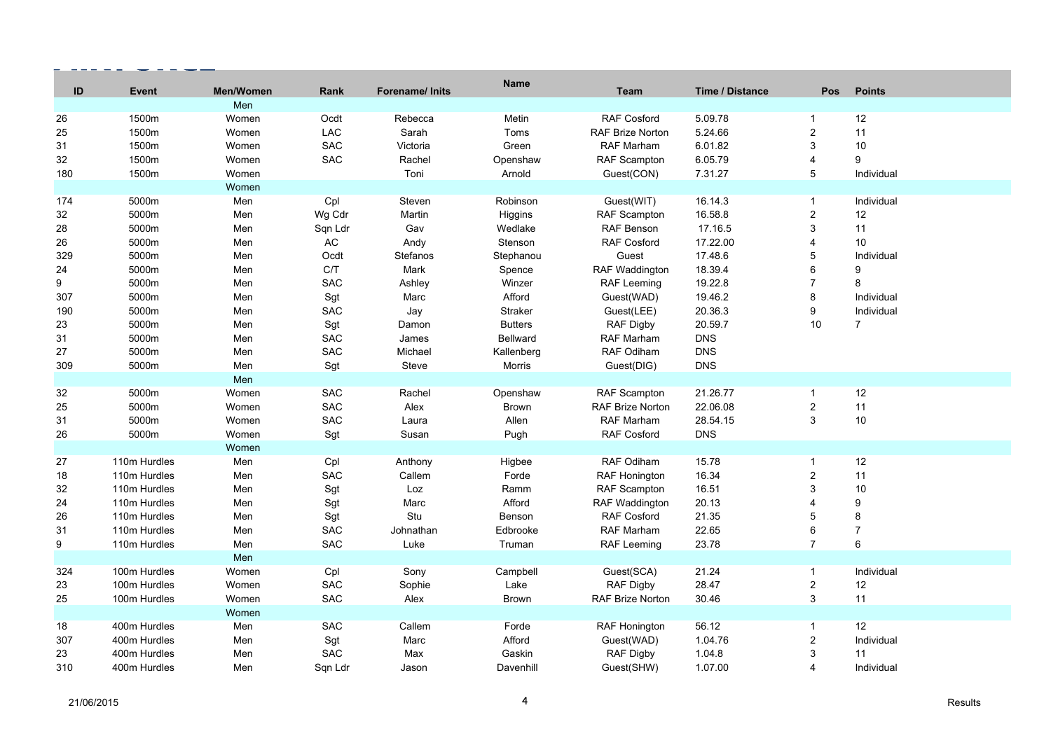| ID | Event | Men/Women | Rank | Forename/ Inits | Name | Team | Time / Distance | Pos | Points |
|---|---|---|---|---|---|---|---|---|---|
| | | Men | | | | | | | |
| 26 | 1500m | Women | Ocdt | Rebecca | Metin | RAF Cosford | 5.09.78 | 1 | 12 |
| 25 | 1500m | Women | LAC | Sarah | Toms | RAF Brize Norton | 5.24.66 | 2 | 11 |
| 31 | 1500m | Women | SAC | Victoria | Green | RAF Marham | 6.01.82 | 3 | 10 |
| 32 | 1500m | Women | SAC | Rachel | Openshaw | RAF Scampton | 6.05.79 | 4 | 9 |
| 180 | 1500m | Women | | Toni | Arnold | Guest(CON) | 7.31.27 | 5 | Individual |
| | | Women | | | | | | | |
| 174 | 5000m | Men | Cpl | Steven | Robinson | Guest(WIT) | 16.14.3 | 1 | Individual |
| 32 | 5000m | Men | Wg Cdr | Martin | Higgins | RAF Scampton | 16.58.8 | 2 | 12 |
| 28 | 5000m | Men | Sqn Ldr | Gav | Wedlake | RAF Benson | 17.16.5 | 3 | 11 |
| 26 | 5000m | Men | AC | Andy | Stenson | RAF Cosford | 17.22.00 | 4 | 10 |
| 329 | 5000m | Men | Ocdt | Stefanos | Stephanou | Guest | 17.48.6 | 5 | Individual |
| 24 | 5000m | Men | C/T | Mark | Spence | RAF Waddington | 18.39.4 | 6 | 9 |
| 9 | 5000m | Men | SAC | Ashley | Winzer | RAF Leeming | 19.22.8 | 7 | 8 |
| 307 | 5000m | Men | Sgt | Marc | Afford | Guest(WAD) | 19.46.2 | 8 | Individual |
| 190 | 5000m | Men | SAC | Jay | Straker | Guest(LEE) | 20.36.3 | 9 | Individual |
| 23 | 5000m | Men | Sgt | Damon | Butters | RAF Digby | 20.59.7 | 10 | 7 |
| 31 | 5000m | Men | SAC | James | Bellward | RAF Marham | DNS | | |
| 27 | 5000m | Men | SAC | Michael | Kallenberg | RAF Odiham | DNS | | |
| 309 | 5000m | Men | Sgt | Steve | Morris | Guest(DIG) | DNS | | |
| | | Men | | | | | | | |
| 32 | 5000m | Women | SAC | Rachel | Openshaw | RAF Scampton | 21.26.77 | 1 | 12 |
| 25 | 5000m | Women | SAC | Alex | Brown | RAF Brize Norton | 22.06.08 | 2 | 11 |
| 31 | 5000m | Women | SAC | Laura | Allen | RAF Marham | 28.54.15 | 3 | 10 |
| 26 | 5000m | Women | Sgt | Susan | Pugh | RAF Cosford | DNS | | |
| | | Women | | | | | | | |
| 27 | 110m Hurdles | Men | Cpl | Anthony | Higbee | RAF Odiham | 15.78 | 1 | 12 |
| 18 | 110m Hurdles | Men | SAC | Callem | Forde | RAF Honington | 16.34 | 2 | 11 |
| 32 | 110m Hurdles | Men | Sgt | Loz | Ramm | RAF Scampton | 16.51 | 3 | 10 |
| 24 | 110m Hurdles | Men | Sgt | Marc | Afford | RAF Waddington | 20.13 | 4 | 9 |
| 26 | 110m Hurdles | Men | Sgt | Stu | Benson | RAF Cosford | 21.35 | 5 | 8 |
| 31 | 110m Hurdles | Men | SAC | Johnathan | Edbrooke | RAF Marham | 22.65 | 6 | 7 |
| 9 | 110m Hurdles | Men | SAC | Luke | Truman | RAF Leeming | 23.78 | 7 | 6 |
| | | Men | | | | | | | |
| 324 | 100m Hurdles | Women | Cpl | Sony | Campbell | Guest(SCA) | 21.24 | 1 | Individual |
| 23 | 100m Hurdles | Women | SAC | Sophie | Lake | RAF Digby | 28.47 | 2 | 12 |
| 25 | 100m Hurdles | Women | SAC | Alex | Brown | RAF Brize Norton | 30.46 | 3 | 11 |
| | | Women | | | | | | | |
| 18 | 400m Hurdles | Men | SAC | Callem | Forde | RAF Honington | 56.12 | 1 | 12 |
| 307 | 400m Hurdles | Men | Sgt | Marc | Afford | Guest(WAD) | 1.04.76 | 2 | Individual |
| 23 | 400m Hurdles | Men | SAC | Max | Gaskin | RAF Digby | 1.04.8 | 3 | 11 |
| 310 | 400m Hurdles | Men | Sqn Ldr | Jason | Davenhill | Guest(SHW) | 1.07.00 | 4 | Individual |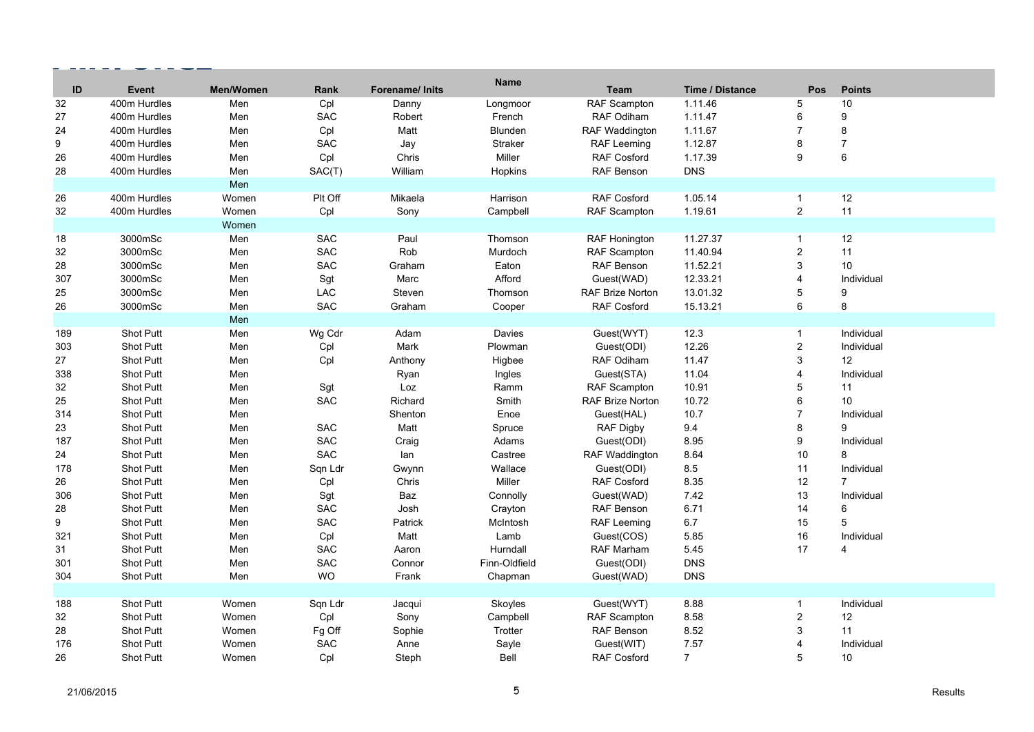| ID | Event | Men/Women | Rank | Forename/ Inits | Name | Team | Time / Distance | Pos | Points |
|---|---|---|---|---|---|---|---|---|---|
| 32 | 400m Hurdles | Men | Cpl | Danny | Longmoor | RAF Scampton | 1.11.46 | 5 | 10 |
| 27 | 400m Hurdles | Men | SAC | Robert | French | RAF Odiham | 1.11.47 | 6 | 9 |
| 24 | 400m Hurdles | Men | Cpl | Matt | Blunden | RAF Waddington | 1.11.67 | 7 | 8 |
| 9 | 400m Hurdles | Men | SAC | Jay | Straker | RAF Leeming | 1.12.87 | 8 | 7 |
| 26 | 400m Hurdles | Men | Cpl | Chris | Miller | RAF Cosford | 1.17.39 | 9 | 6 |
| 28 | 400m Hurdles | Men | SAC(T) | William | Hopkins | RAF Benson | DNS | | |
| | | Men | | | | | | | |
| 26 | 400m Hurdles | Women | Plt Off | Mikaela | Harrison | RAF Cosford | 1.05.14 | 1 | 12 |
| 32 | 400m Hurdles | Women | Cpl | Sony | Campbell | RAF Scampton | 1.19.61 | 2 | 11 |
| | | Women | | | | | | | |
| 18 | 3000mSc | Men | SAC | Paul | Thomson | RAF Honington | 11.27.37 | 1 | 12 |
| 32 | 3000mSc | Men | SAC | Rob | Murdoch | RAF Scampton | 11.40.94 | 2 | 11 |
| 28 | 3000mSc | Men | SAC | Graham | Eaton | RAF Benson | 11.52.21 | 3 | 10 |
| 307 | 3000mSc | Men | Sgt | Marc | Afford | Guest(WAD) | 12.33.21 | 4 | Individual |
| 25 | 3000mSc | Men | LAC | Steven | Thomson | RAF Brize Norton | 13.01.32 | 5 | 9 |
| 26 | 3000mSc | Men | SAC | Graham | Cooper | RAF Cosford | 15.13.21 | 6 | 8 |
| | | Men | | | | | | | |
| 189 | Shot Putt | Men | Wg Cdr | Adam | Davies | Guest(WYT) | 12.3 | 1 | Individual |
| 303 | Shot Putt | Men | Cpl | Mark | Plowman | Guest(ODI) | 12.26 | 2 | Individual |
| 27 | Shot Putt | Men | Cpl | Anthony | Higbee | RAF Odiham | 11.47 | 3 | 12 |
| 338 | Shot Putt | Men | | Ryan | Ingles | Guest(STA) | 11.04 | 4 | Individual |
| 32 | Shot Putt | Men | Sgt | Loz | Ramm | RAF Scampton | 10.91 | 5 | 11 |
| 25 | Shot Putt | Men | SAC | Richard | Smith | RAF Brize Norton | 10.72 | 6 | 10 |
| 314 | Shot Putt | Men | | Shenton | Enoe | Guest(HAL) | 10.7 | 7 | Individual |
| 23 | Shot Putt | Men | SAC | Matt | Spruce | RAF Digby | 9.4 | 8 | 9 |
| 187 | Shot Putt | Men | SAC | Craig | Adams | Guest(ODI) | 8.95 | 9 | Individual |
| 24 | Shot Putt | Men | SAC | Ian | Castree | RAF Waddington | 8.64 | 10 | 8 |
| 178 | Shot Putt | Men | Sqn Ldr | Gwynn | Wallace | Guest(ODI) | 8.5 | 11 | Individual |
| 26 | Shot Putt | Men | Cpl | Chris | Miller | RAF Cosford | 8.35 | 12 | 7 |
| 306 | Shot Putt | Men | Sgt | Baz | Connolly | Guest(WAD) | 7.42 | 13 | Individual |
| 28 | Shot Putt | Men | SAC | Josh | Crayton | RAF Benson | 6.71 | 14 | 6 |
| 9 | Shot Putt | Men | SAC | Patrick | McIntosh | RAF Leeming | 6.7 | 15 | 5 |
| 321 | Shot Putt | Men | Cpl | Matt | Lamb | Guest(COS) | 5.85 | 16 | Individual |
| 31 | Shot Putt | Men | SAC | Aaron | Hurndall | RAF Marham | 5.45 | 17 | 4 |
| 301 | Shot Putt | Men | SAC | Connor | Finn-Oldfield | Guest(ODI) | DNS | | |
| 304 | Shot Putt | Men | WO | Frank | Chapman | Guest(WAD) | DNS | | |
| | | | | | | | | | |
| 188 | Shot Putt | Women | Sqn Ldr | Jacqui | Skoyles | Guest(WYT) | 8.88 | 1 | Individual |
| 32 | Shot Putt | Women | Cpl | Sony | Campbell | RAF Scampton | 8.58 | 2 | 12 |
| 28 | Shot Putt | Women | Fg Off | Sophie | Trotter | RAF Benson | 8.52 | 3 | 11 |
| 176 | Shot Putt | Women | SAC | Anne | Sayle | Guest(WIT) | 7.57 | 4 | Individual |
| 26 | Shot Putt | Women | Cpl | Steph | Bell | RAF Cosford | 7 | 5 | 10 |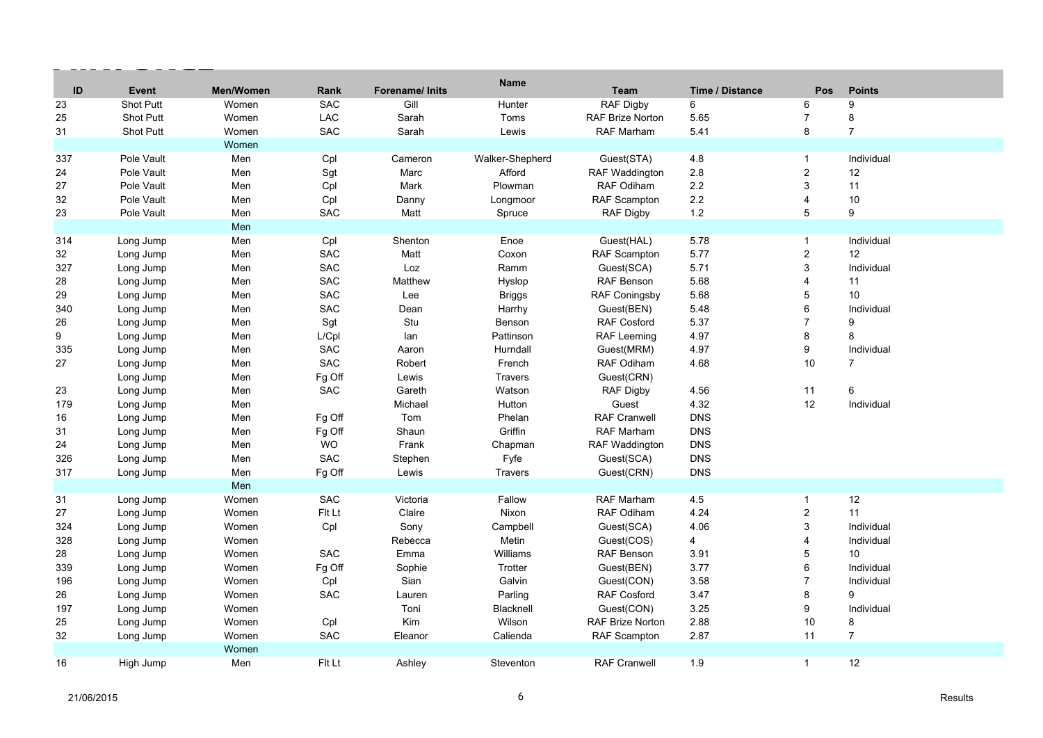| ID | Event | Men/Women | Rank | Forename/ Inits | Name | Team | Time / Distance | Pos | Points |
|---|---|---|---|---|---|---|---|---|---|
| 23 | Shot Putt | Women | SAC | Gill | Hunter | RAF Digby | 6 | 6 | 9 |
| 25 | Shot Putt | Women | LAC | Sarah | Toms | RAF Brize Norton | 5.65 | 7 | 8 |
| 31 | Shot Putt | Women | SAC | Sarah | Lewis | RAF Marham | 5.41 | 8 | 7 |
| | | Women | | | | | | | |
| 337 | Pole Vault | Men | Cpl | Cameron | Walker-Shepherd | Guest(STA) | 4.8 | 1 | Individual |
| 24 | Pole Vault | Men | Sgt | Marc | Afford | RAF Waddington | 2.8 | 2 | 12 |
| 27 | Pole Vault | Men | Cpl | Mark | Plowman | RAF Odiham | 2.2 | 3 | 11 |
| 32 | Pole Vault | Men | Cpl | Danny | Longmoor | RAF Scampton | 2.2 | 4 | 10 |
| 23 | Pole Vault | Men | SAC | Matt | Spruce | RAF Digby | 1.2 | 5 | 9 |
| | | Men | | | | | | | |
| 314 | Long Jump | Men | Cpl | Shenton | Enoe | Guest(HAL) | 5.78 | 1 | Individual |
| 32 | Long Jump | Men | SAC | Matt | Coxon | RAF Scampton | 5.77 | 2 | 12 |
| 327 | Long Jump | Men | SAC | Loz | Ramm | Guest(SCA) | 5.71 | 3 | Individual |
| 28 | Long Jump | Men | SAC | Matthew | Hyslop | RAF Benson | 5.68 | 4 | 11 |
| 29 | Long Jump | Men | SAC | Lee | Briggs | RAF Coningsby | 5.68 | 5 | 10 |
| 340 | Long Jump | Men | SAC | Dean | Harrhy | Guest(BEN) | 5.48 | 6 | Individual |
| 26 | Long Jump | Men | Sgt | Stu | Benson | RAF Cosford | 5.37 | 7 | 9 |
| 9 | Long Jump | Men | L/Cpl | Ian | Pattinson | RAF Leeming | 4.97 | 8 | 8 |
| 335 | Long Jump | Men | SAC | Aaron | Hurndall | Guest(MRM) | 4.97 | 9 | Individual |
| 27 | Long Jump | Men | SAC | Robert | French | RAF Odiham | 4.68 | 10 | 7 |
| | Long Jump | Men | Fg Off | Lewis | Travers | Guest(CRN) | | | |
| 23 | Long Jump | Men | SAC | Gareth | Watson | RAF Digby | 4.56 | 11 | 6 |
| 179 | Long Jump | Men | | Michael | Hutton | Guest | 4.32 | 12 | Individual |
| 16 | Long Jump | Men | Fg Off | Tom | Phelan | RAF Cranwell | DNS | | |
| 31 | Long Jump | Men | Fg Off | Shaun | Griffin | RAF Marham | DNS | | |
| 24 | Long Jump | Men | WO | Frank | Chapman | RAF Waddington | DNS | | |
| 326 | Long Jump | Men | SAC | Stephen | Fyfe | Guest(SCA) | DNS | | |
| 317 | Long Jump | Men | Fg Off | Lewis | Travers | Guest(CRN) | DNS | | |
| | | Men | | | | | | | |
| 31 | Long Jump | Women | SAC | Victoria | Fallow | RAF Marham | 4.5 | 1 | 12 |
| 27 | Long Jump | Women | Flt Lt | Claire | Nixon | RAF Odiham | 4.24 | 2 | 11 |
| 324 | Long Jump | Women | Cpl | Sony | Campbell | Guest(SCA) | 4.06 | 3 | Individual |
| 328 | Long Jump | Women | | Rebecca | Metin | Guest(COS) | 4 | 4 | Individual |
| 28 | Long Jump | Women | SAC | Emma | Williams | RAF Benson | 3.91 | 5 | 10 |
| 339 | Long Jump | Women | Fg Off | Sophie | Trotter | Guest(BEN) | 3.77 | 6 | Individual |
| 196 | Long Jump | Women | Cpl | Sian | Galvin | Guest(CON) | 3.58 | 7 | Individual |
| 26 | Long Jump | Women | SAC | Lauren | Parling | RAF Cosford | 3.47 | 8 | 9 |
| 197 | Long Jump | Women | | Toni | Blacknell | Guest(CON) | 3.25 | 9 | Individual |
| 25 | Long Jump | Women | Cpl | Kim | Wilson | RAF Brize Norton | 2.88 | 10 | 8 |
| 32 | Long Jump | Women | SAC | Eleanor | Calienda | RAF Scampton | 2.87 | 11 | 7 |
| | | Women | | | | | | | |
| 16 | High Jump | Men | Flt Lt | Ashley | Steventon | RAF Cranwell | 1.9 | 1 | 12 |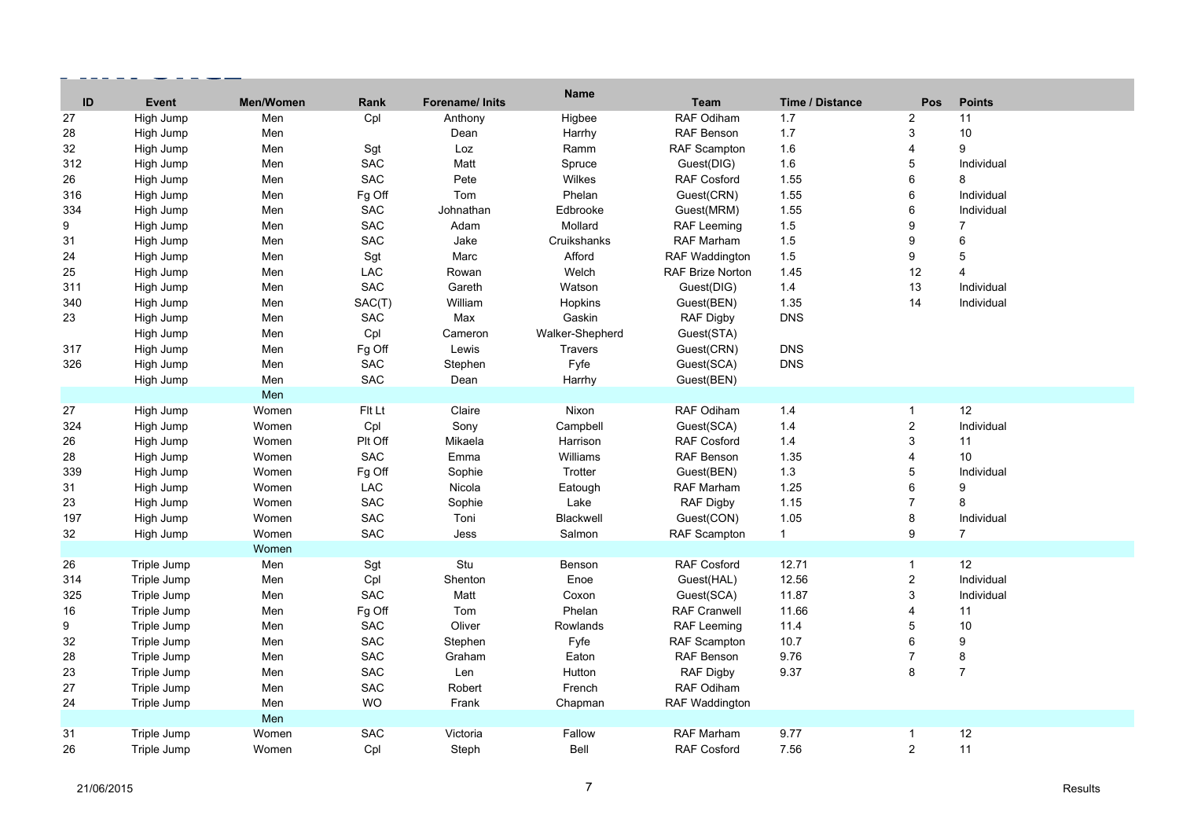| ID | Event | Men/Women | Rank | Forename/ Inits | Name | Team | Time / Distance | Pos | Points |
|---|---|---|---|---|---|---|---|---|---|
| 27 | High Jump | Men | Cpl | Anthony | Higbee | RAF Odiham | 1.7 | 2 | 11 |
| 28 | High Jump | Men | | Dean | Harrhy | RAF Benson | 1.7 | 3 | 10 |
| 32 | High Jump | Men | Sgt | Loz | Ramm | RAF Scampton | 1.6 | 4 | 9 |
| 312 | High Jump | Men | SAC | Matt | Spruce | Guest(DIG) | 1.6 | 5 | Individual |
| 26 | High Jump | Men | SAC | Pete | Wilkes | RAF Cosford | 1.55 | 6 | 8 |
| 316 | High Jump | Men | Fg Off | Tom | Phelan | Guest(CRN) | 1.55 | 6 | Individual |
| 334 | High Jump | Men | SAC | Johnathan | Edbrooke | Guest(MRM) | 1.55 | 6 | Individual |
| 9 | High Jump | Men | SAC | Adam | Mollard | RAF Leeming | 1.5 | 9 | 7 |
| 31 | High Jump | Men | SAC | Jake | Cruikshanks | RAF Marham | 1.5 | 9 | 6 |
| 24 | High Jump | Men | Sgt | Marc | Afford | RAF Waddington | 1.5 | 9 | 5 |
| 25 | High Jump | Men | LAC | Rowan | Welch | RAF Brize Norton | 1.45 | 12 | 4 |
| 311 | High Jump | Men | SAC | Gareth | Watson | Guest(DIG) | 1.4 | 13 | Individual |
| 340 | High Jump | Men | SAC(T) | William | Hopkins | Guest(BEN) | 1.35 | 14 | Individual |
| 23 | High Jump | Men | SAC | Max | Gaskin | RAF Digby | DNS | | |
| | High Jump | Men | Cpl | Cameron | Walker-Shepherd | Guest(STA) | | | |
| 317 | High Jump | Men | Fg Off | Lewis | Travers | Guest(CRN) | DNS | | |
| 326 | High Jump | Men | SAC | Stephen | Fyfe | Guest(SCA) | DNS | | |
| | High Jump | Men | SAC | Dean | Harrhy | Guest(BEN) | | | |
| | | Men | | | | | | | |
| 27 | High Jump | Women | Flt Lt | Claire | Nixon | RAF Odiham | 1.4 | 1 | 12 |
| 324 | High Jump | Women | Cpl | Sony | Campbell | Guest(SCA) | 1.4 | 2 | Individual |
| 26 | High Jump | Women | Plt Off | Mikaela | Harrison | RAF Cosford | 1.4 | 3 | 11 |
| 28 | High Jump | Women | SAC | Emma | Williams | RAF Benson | 1.35 | 4 | 10 |
| 339 | High Jump | Women | Fg Off | Sophie | Trotter | Guest(BEN) | 1.3 | 5 | Individual |
| 31 | High Jump | Women | LAC | Nicola | Eatough | RAF Marham | 1.25 | 6 | 9 |
| 23 | High Jump | Women | SAC | Sophie | Lake | RAF Digby | 1.15 | 7 | 8 |
| 197 | High Jump | Women | SAC | Toni | Blackwell | Guest(CON) | 1.05 | 8 | Individual |
| 32 | High Jump | Women | SAC | Jess | Salmon | RAF Scampton | 1 | 9 | 7 |
| | | Women | | | | | | | |
| 26 | Triple Jump | Men | Sgt | Stu | Benson | RAF Cosford | 12.71 | 1 | 12 |
| 314 | Triple Jump | Men | Cpl | Shenton | Enoe | Guest(HAL) | 12.56 | 2 | Individual |
| 325 | Triple Jump | Men | SAC | Matt | Coxon | Guest(SCA) | 11.87 | 3 | Individual |
| 16 | Triple Jump | Men | Fg Off | Tom | Phelan | RAF Cranwell | 11.66 | 4 | 11 |
| 9 | Triple Jump | Men | SAC | Oliver | Rowlands | RAF Leeming | 11.4 | 5 | 10 |
| 32 | Triple Jump | Men | SAC | Stephen | Fyfe | RAF Scampton | 10.7 | 6 | 9 |
| 28 | Triple Jump | Men | SAC | Graham | Eaton | RAF Benson | 9.76 | 7 | 8 |
| 23 | Triple Jump | Men | SAC | Len | Hutton | RAF Digby | 9.37 | 8 | 7 |
| 27 | Triple Jump | Men | SAC | Robert | French | RAF Odiham | | | |
| 24 | Triple Jump | Men | WO | Frank | Chapman | RAF Waddington | | | |
| | | Men | | | | | | | |
| 31 | Triple Jump | Women | SAC | Victoria | Fallow | RAF Marham | 9.77 | 1 | 12 |
| 26 | Triple Jump | Women | Cpl | Steph | Bell | RAF Cosford | 7.56 | 2 | 11 |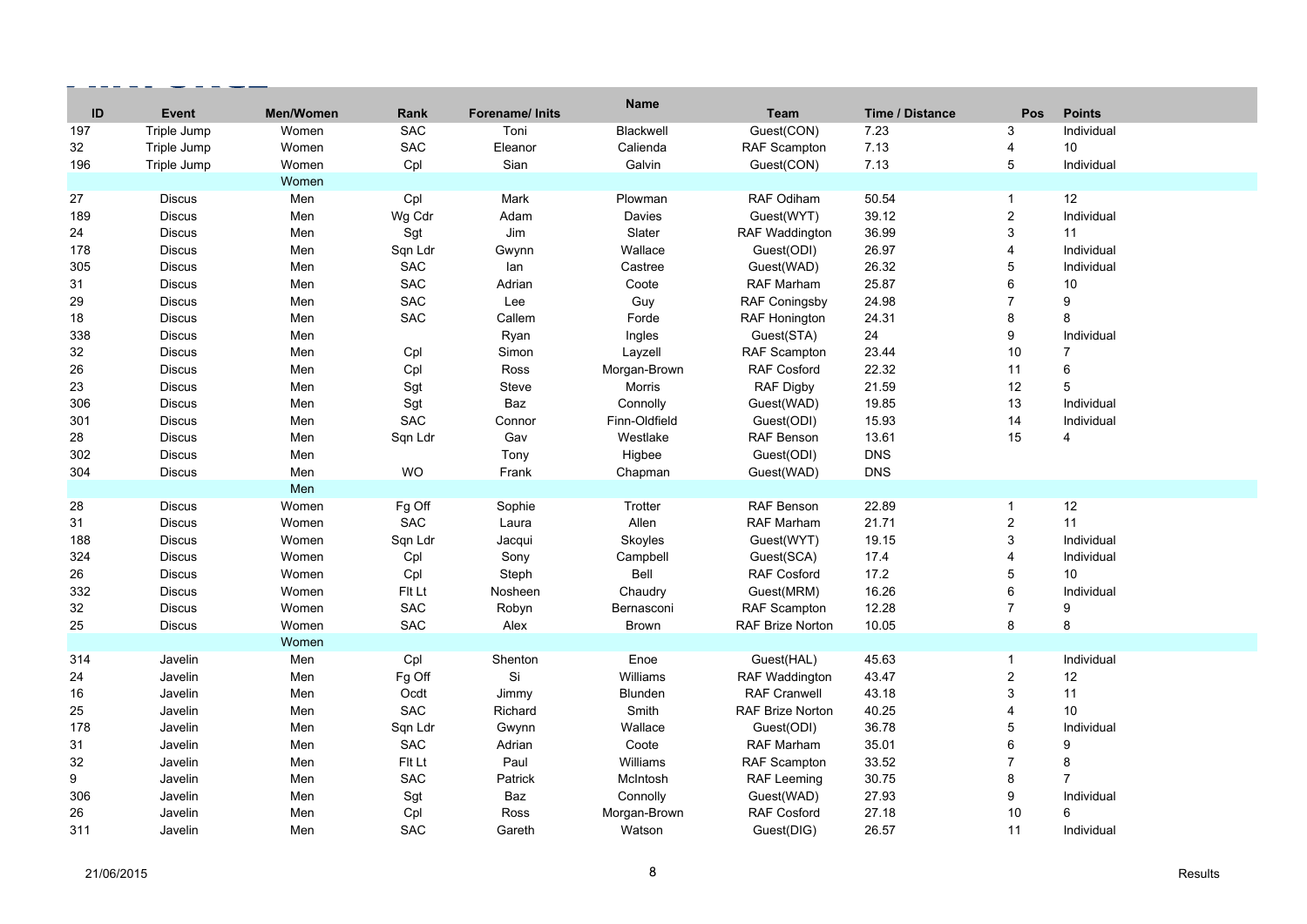| ID | Event | Men/Women | Rank | Forename/ Inits | Name | Team | Time / Distance | Pos | Points |
|---|---|---|---|---|---|---|---|---|---|
| 197 | Triple Jump | Women | SAC | Toni | Blackwell | Guest(CON) | 7.23 | 3 | Individual |
| 32 | Triple Jump | Women | SAC | Eleanor | Calienda | RAF Scampton | 7.13 | 4 | 10 |
| 196 | Triple Jump | Women | Cpl | Sian | Galvin | Guest(CON) | 7.13 | 5 | Individual |
| | | Women | | | | | | | |
| 27 | Discus | Men | Cpl | Mark | Plowman | RAF Odiham | 50.54 | 1 | 12 |
| 189 | Discus | Men | Wg Cdr | Adam | Davies | Guest(WYT) | 39.12 | 2 | Individual |
| 24 | Discus | Men | Sgt | Jim | Slater | RAF Waddington | 36.99 | 3 | 11 |
| 178 | Discus | Men | Sqn Ldr | Gwynn | Wallace | Guest(ODI) | 26.97 | 4 | Individual |
| 305 | Discus | Men | SAC | Ian | Castree | Guest(WAD) | 26.32 | 5 | Individual |
| 31 | Discus | Men | SAC | Adrian | Coote | RAF Marham | 25.87 | 6 | 10 |
| 29 | Discus | Men | SAC | Lee | Guy | RAF Coningsby | 24.98 | 7 | 9 |
| 18 | Discus | Men | SAC | Callem | Forde | RAF Honington | 24.31 | 8 | 8 |
| 338 | Discus | Men | | Ryan | Ingles | Guest(STA) | 24 | 9 | Individual |
| 32 | Discus | Men | Cpl | Simon | Layzell | RAF Scampton | 23.44 | 10 | 7 |
| 26 | Discus | Men | Cpl | Ross | Morgan-Brown | RAF Cosford | 22.32 | 11 | 6 |
| 23 | Discus | Men | Sgt | Steve | Morris | RAF Digby | 21.59 | 12 | 5 |
| 306 | Discus | Men | Sgt | Baz | Connolly | Guest(WAD) | 19.85 | 13 | Individual |
| 301 | Discus | Men | SAC | Connor | Finn-Oldfield | Guest(ODI) | 15.93 | 14 | Individual |
| 28 | Discus | Men | Sqn Ldr | Gav | Westlake | RAF Benson | 13.61 | 15 | 4 |
| 302 | Discus | Men | | Tony | Higbee | Guest(ODI) | DNS | | |
| 304 | Discus | Men | WO | Frank | Chapman | Guest(WAD) | DNS | | |
| | | Men | | | | | | | |
| 28 | Discus | Women | Fg Off | Sophie | Trotter | RAF Benson | 22.89 | 1 | 12 |
| 31 | Discus | Women | SAC | Laura | Allen | RAF Marham | 21.71 | 2 | 11 |
| 188 | Discus | Women | Sqn Ldr | Jacqui | Skoyles | Guest(WYT) | 19.15 | 3 | Individual |
| 324 | Discus | Women | Cpl | Sony | Campbell | Guest(SCA) | 17.4 | 4 | Individual |
| 26 | Discus | Women | Cpl | Steph | Bell | RAF Cosford | 17.2 | 5 | 10 |
| 332 | Discus | Women | Flt Lt | Nosheen | Chaudry | Guest(MRM) | 16.26 | 6 | Individual |
| 32 | Discus | Women | SAC | Robyn | Bernasconi | RAF Scampton | 12.28 | 7 | 9 |
| 25 | Discus | Women | SAC | Alex | Brown | RAF Brize Norton | 10.05 | 8 | 8 |
| | | Women | | | | | | | |
| 314 | Javelin | Men | Cpl | Shenton | Enoe | Guest(HAL) | 45.63 | 1 | Individual |
| 24 | Javelin | Men | Fg Off | Si | Williams | RAF Waddington | 43.47 | 2 | 12 |
| 16 | Javelin | Men | Ocdt | Jimmy | Blunden | RAF Cranwell | 43.18 | 3 | 11 |
| 25 | Javelin | Men | SAC | Richard | Smith | RAF Brize Norton | 40.25 | 4 | 10 |
| 178 | Javelin | Men | Sqn Ldr | Gwynn | Wallace | Guest(ODI) | 36.78 | 5 | Individual |
| 31 | Javelin | Men | SAC | Adrian | Coote | RAF Marham | 35.01 | 6 | 9 |
| 32 | Javelin | Men | Flt Lt | Paul | Williams | RAF Scampton | 33.52 | 7 | 8 |
| 9 | Javelin | Men | SAC | Patrick | McIntosh | RAF Leeming | 30.75 | 8 | 7 |
| 306 | Javelin | Men | Sgt | Baz | Connolly | Guest(WAD) | 27.93 | 9 | Individual |
| 26 | Javelin | Men | Cpl | Ross | Morgan-Brown | RAF Cosford | 27.18 | 10 | 6 |
| 311 | Javelin | Men | SAC | Gareth | Watson | Guest(DIG) | 26.57 | 11 | Individual |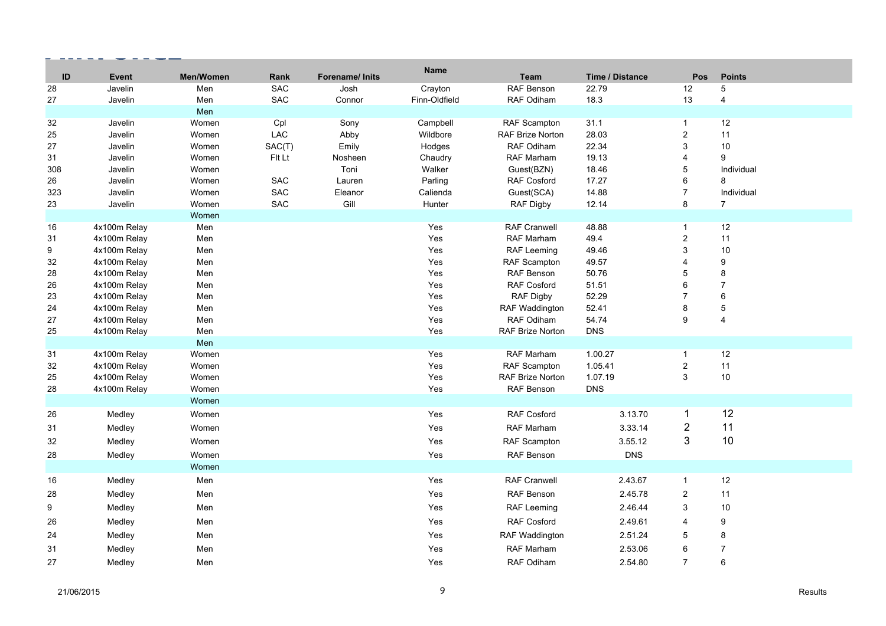| ID | Event | Men/Women | Rank | Forename/ Inits | Name | Team | Time / Distance | Pos | Points |
|---|---|---|---|---|---|---|---|---|---|
| 28 | Javelin | Men | SAC | Josh | Crayton | RAF Benson | 22.79 | 12 | 5 |
| 27 | Javelin | Men | SAC | Connor | Finn-Oldfield | RAF Odiham | 18.3 | 13 | 4 |
| | | Men | | | | | | | |
| 32 | Javelin | Women | Cpl | Sony | Campbell | RAF Scampton | 31.1 | 1 | 12 |
| 25 | Javelin | Women | LAC | Abby | Wildbore | RAF Brize Norton | 28.03 | 2 | 11 |
| 27 | Javelin | Women | SAC(T) | Emily | Hodges | RAF Odiham | 22.34 | 3 | 10 |
| 31 | Javelin | Women | Flt Lt | Nosheen | Chaudry | RAF Marham | 19.13 | 4 | 9 |
| 308 | Javelin | Women | | Toni | Walker | Guest(BZN) | 18.46 | 5 | Individual |
| 26 | Javelin | Women | SAC | Lauren | Parling | RAF Cosford | 17.27 | 6 | 8 |
| 323 | Javelin | Women | SAC | Eleanor | Calienda | Guest(SCA) | 14.88 | 7 | Individual |
| 23 | Javelin | Women | SAC | Gill | Hunter | RAF Digby | 12.14 | 8 | 7 |
| | | Women | | | | | | | |
| 16 | 4x100m Relay | Men | | | Yes | RAF Cranwell | 48.88 | 1 | 12 |
| 31 | 4x100m Relay | Men | | | Yes | RAF Marham | 49.4 | 2 | 11 |
| 9 | 4x100m Relay | Men | | | Yes | RAF Leeming | 49.46 | 3 | 10 |
| 32 | 4x100m Relay | Men | | | Yes | RAF Scampton | 49.57 | 4 | 9 |
| 28 | 4x100m Relay | Men | | | Yes | RAF Benson | 50.76 | 5 | 8 |
| 26 | 4x100m Relay | Men | | | Yes | RAF Cosford | 51.51 | 6 | 7 |
| 23 | 4x100m Relay | Men | | | Yes | RAF Digby | 52.29 | 7 | 6 |
| 24 | 4x100m Relay | Men | | | Yes | RAF Waddington | 52.41 | 8 | 5 |
| 27 | 4x100m Relay | Men | | | Yes | RAF Odiham | 54.74 | 9 | 4 |
| 25 | 4x100m Relay | Men | | | Yes | RAF Brize Norton | DNS | | |
| | | Men | | | | | | | |
| 31 | 4x100m Relay | Women | | | Yes | RAF Marham | 1.00.27 | 1 | 12 |
| 32 | 4x100m Relay | Women | | | Yes | RAF Scampton | 1.05.41 | 2 | 11 |
| 25 | 4x100m Relay | Women | | | Yes | RAF Brize Norton | 1.07.19 | 3 | 10 |
| 28 | 4x100m Relay | Women | | | Yes | RAF Benson | DNS | | |
| | | Women | | | | | | | |
| 26 | Medley | Women | | | Yes | RAF Cosford | 3.13.70 | 1 | 12 |
| 31 | Medley | Women | | | Yes | RAF Marham | 3.33.14 | 2 | 11 |
| 32 | Medley | Women | | | Yes | RAF Scampton | 3.55.12 | 3 | 10 |
| 28 | Medley | Women | | | Yes | RAF Benson | DNS | | |
| | | Women | | | | | | | |
| 16 | Medley | Men | | | Yes | RAF Cranwell | 2.43.67 | 1 | 12 |
| 28 | Medley | Men | | | Yes | RAF Benson | 2.45.78 | 2 | 11 |
| 9 | Medley | Men | | | Yes | RAF Leeming | 2.46.44 | 3 | 10 |
| 26 | Medley | Men | | | Yes | RAF Cosford | 2.49.61 | 4 | 9 |
| 24 | Medley | Men | | | Yes | RAF Waddington | 2.51.24 | 5 | 8 |
| 31 | Medley | Men | | | Yes | RAF Marham | 2.53.06 | 6 | 7 |
| 27 | Medley | Men | | | Yes | RAF Odiham | 2.54.80 | 7 | 6 |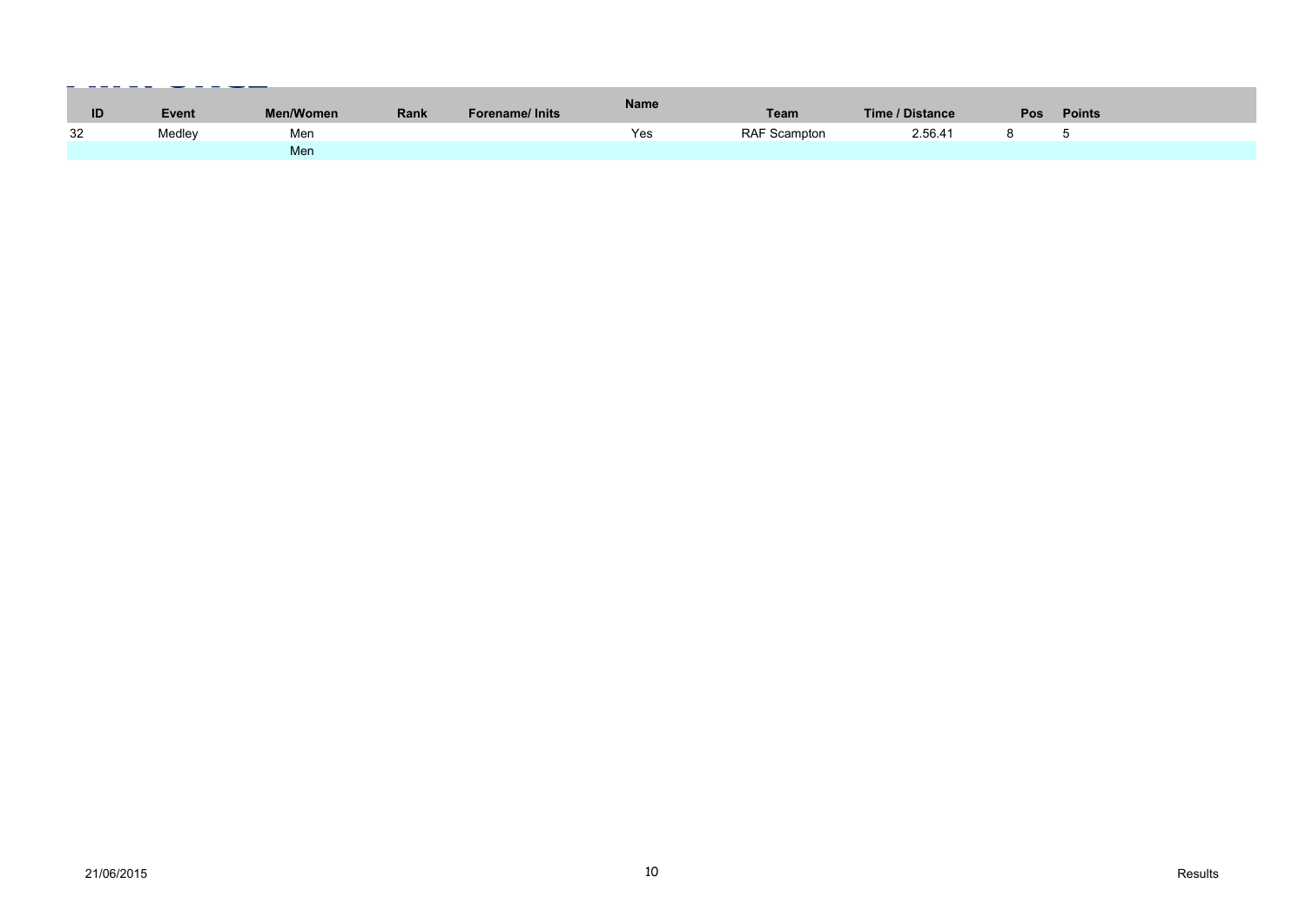| ID | Event | Men/Women | Rank | Forename/ Inits | Name | Team | Time / Distance | Pos | Points |
|---|---|---|---|---|---|---|---|---|---|
| 32 | Medley | Men | | | Yes | RAF Scampton | 2.56.41 | 8 | 5 |
| | | Men | | | | | | | |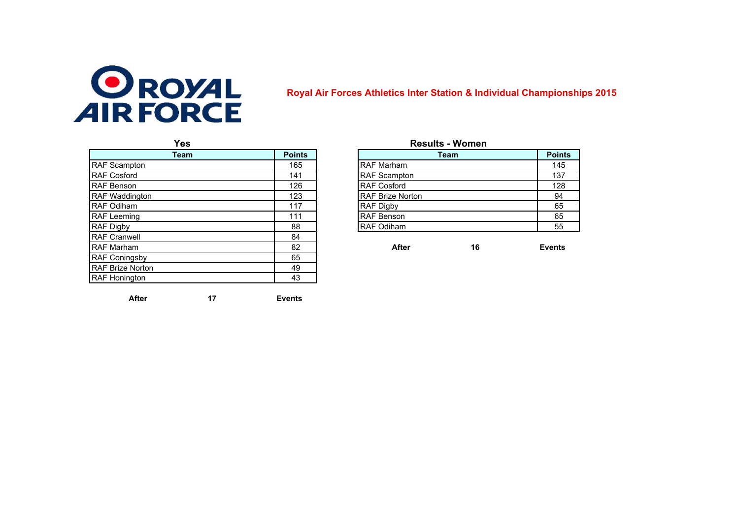ROYAL AIR FORCE

## Royal Air Forces Athletics Inter Station & Individual Championships 2015

### Yes

| Team | Points |
|---|---|
| RAF Scampton | 165 |
| RAF Cosford | 141 |
| RAF Benson | 126 |
| RAF Waddington | 123 |
| RAF Odiham | 117 |
| RAF Leeming | 111 |
| RAF Digby | 88 |
| RAF Cranwell | 84 |
| RAF Marham | 82 |
| RAF Coningsby | 65 |
| RAF Brize Norton | 49 |
| RAF Honington | 43 |

**After 17 Events**

### Results - Women

| Team | Points |
|---|---|
| RAF Marham | 145 |
| RAF Scampton | 137 |
| RAF Cosford | 128 |
| RAF Brize Norton | 94 |
| RAF Digby | 65 |
| RAF Benson | 65 |
| RAF Odiham | 55 |

**After 16 Events**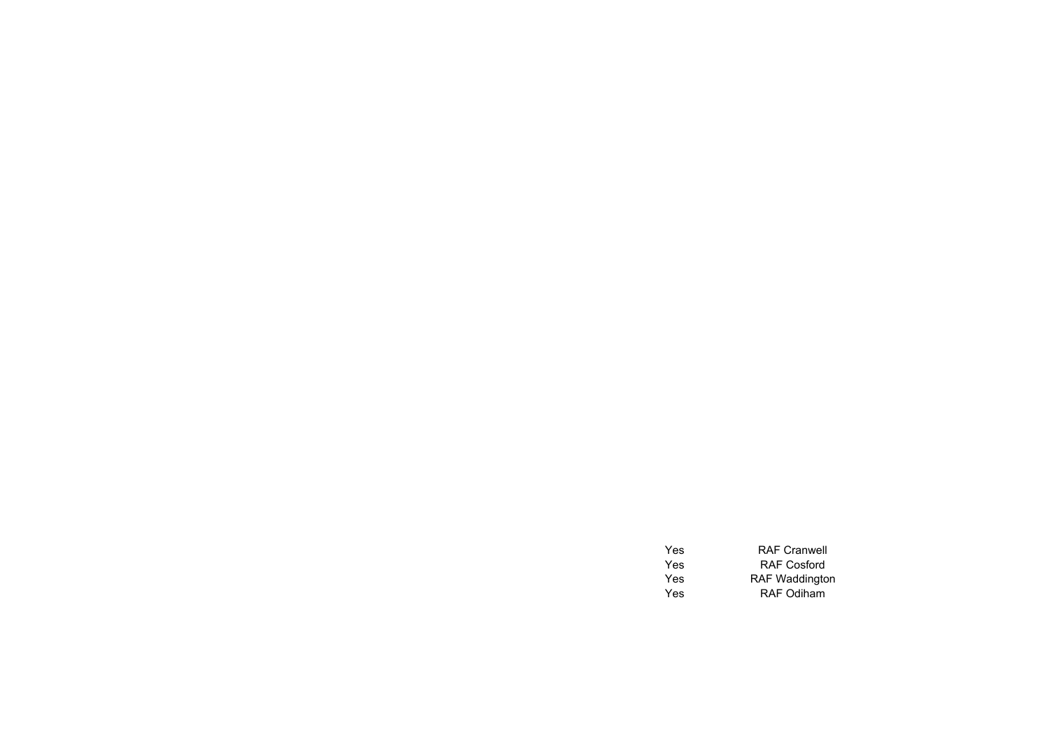| | |
|---|---|
| Yes | RAF Cranwell |
| Yes | RAF Cosford |
| Yes | RAF Waddington |
| Yes | RAF Odiham |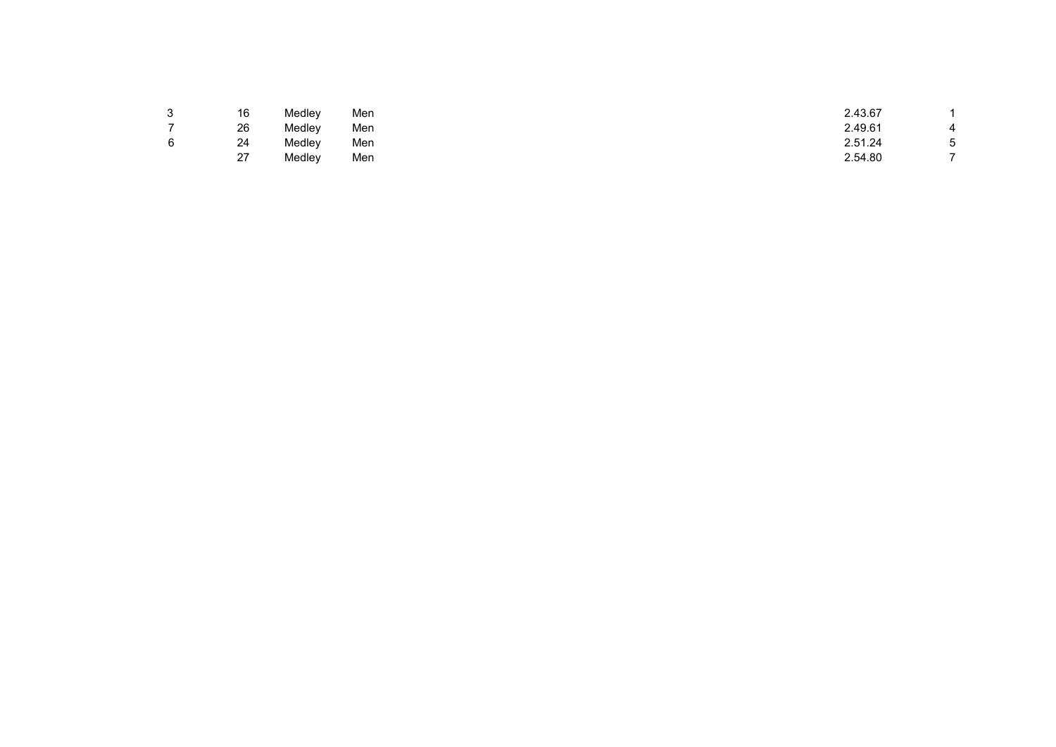| | | | | | |
|---|---|---|---|---|---|
| 3 | 16 | Medley | Men | 2.43.67 | 1 |
| 7 | 26 | Medley | Men | 2.49.61 | 4 |
| 6 | 24 | Medley | Men | 2.51.24 | 5 |
| | 27 | Medley | Men | 2.54.80 | 7 |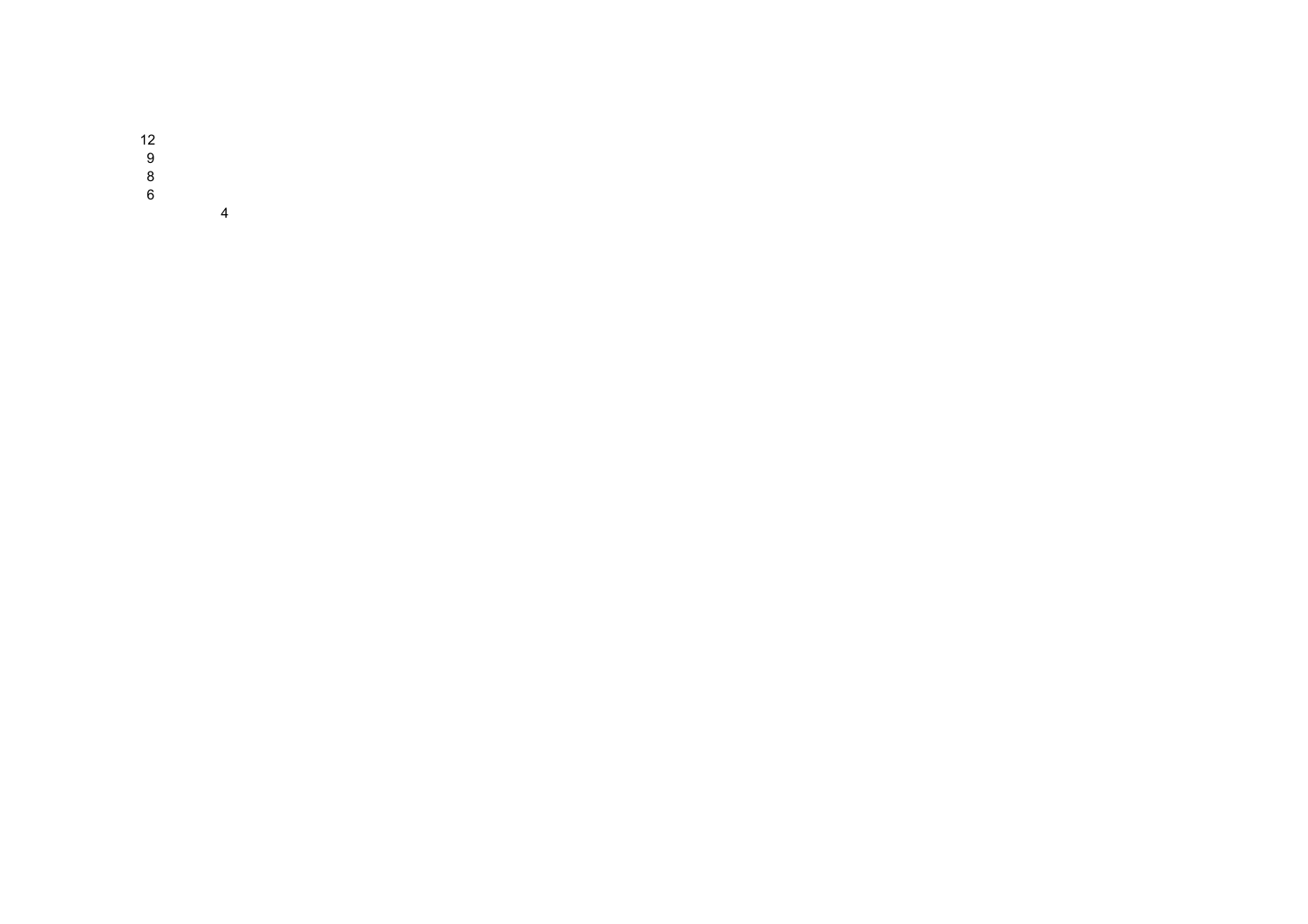12
9
8
6
4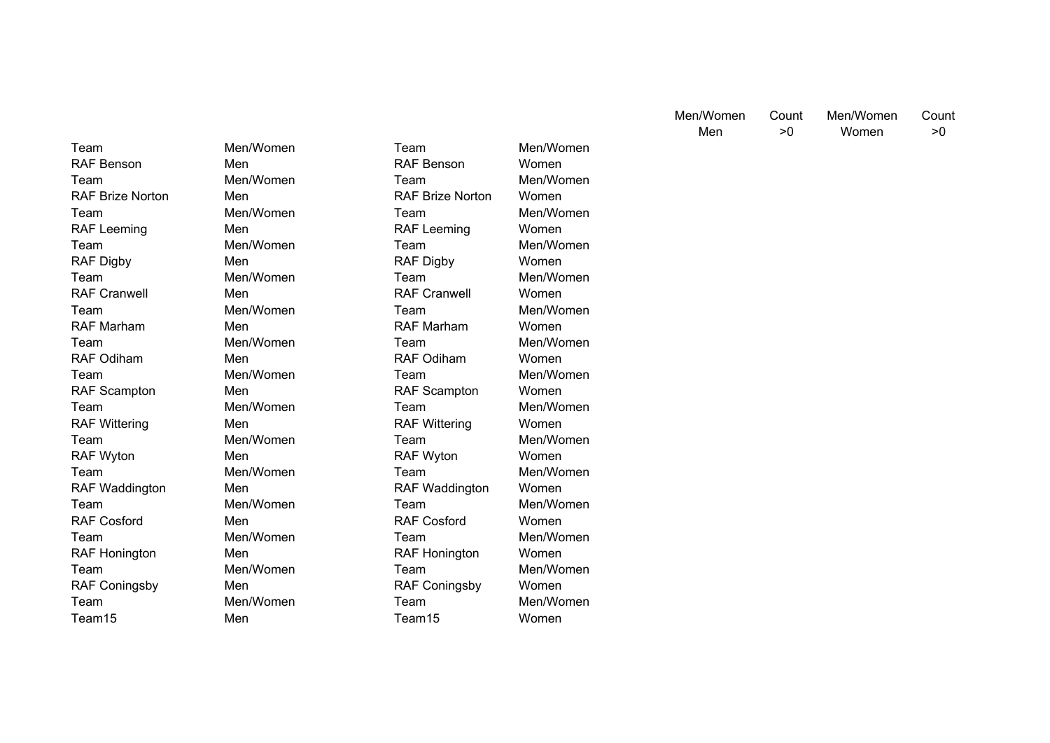| | | | | | | | |
|---|---|---|---|---|---|---|---|
| | | | | Men/Women | Count | Men/Women | Count |
| | | | | Men | >0 | Women | >0 |
| Team | Men/Women | Team | Men/Women | | | | |
| RAF Benson | Men | RAF Benson | Women | | | | |
| Team | Men/Women | Team | Men/Women | | | | |
| RAF Brize Norton | Men | RAF Brize Norton | Women | | | | |
| Team | Men/Women | Team | Men/Women | | | | |
| RAF Leeming | Men | RAF Leeming | Women | | | | |
| Team | Men/Women | Team | Men/Women | | | | |
| RAF Digby | Men | RAF Digby | Women | | | | |
| Team | Men/Women | Team | Men/Women | | | | |
| RAF Cranwell | Men | RAF Cranwell | Women | | | | |
| Team | Men/Women | Team | Men/Women | | | | |
| RAF Marham | Men | RAF Marham | Women | | | | |
| Team | Men/Women | Team | Men/Women | | | | |
| RAF Odiham | Men | RAF Odiham | Women | | | | |
| Team | Men/Women | Team | Men/Women | | | | |
| RAF Scampton | Men | RAF Scampton | Women | | | | |
| Team | Men/Women | Team | Men/Women | | | | |
| RAF Wittering | Men | RAF Wittering | Women | | | | |
| Team | Men/Women | Team | Men/Women | | | | |
| RAF Wyton | Men | RAF Wyton | Women | | | | |
| Team | Men/Women | Team | Men/Women | | | | |
| RAF Waddington | Men | RAF Waddington | Women | | | | |
| Team | Men/Women | Team | Men/Women | | | | |
| RAF Cosford | Men | RAF Cosford | Women | | | | |
| Team | Men/Women | Team | Men/Women | | | | |
| RAF Honington | Men | RAF Honington | Women | | | | |
| Team | Men/Women | Team | Men/Women | | | | |
| RAF Coningsby | Men | RAF Coningsby | Women | | | | |
| Team | Men/Women | Team | Men/Women | | | | |
| Team15 | Men | Team15 | Women | | | | |